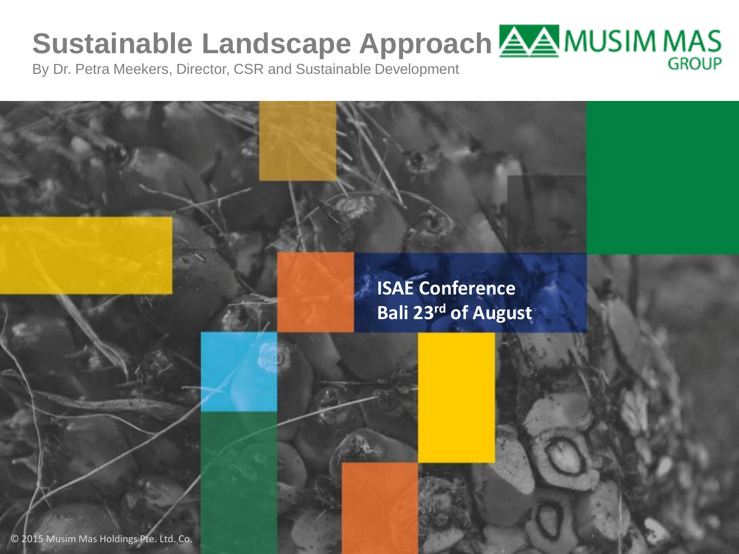# Sustainable Landscape Approach

By Dr. Petra Meekers, Director, CSR and Sustainable Development

MUSIM MAS GROUP

**ISAE Conference**
**Bali 23rd of August**

© 2015 Musim Mas Holdings Pte. Ltd. Co.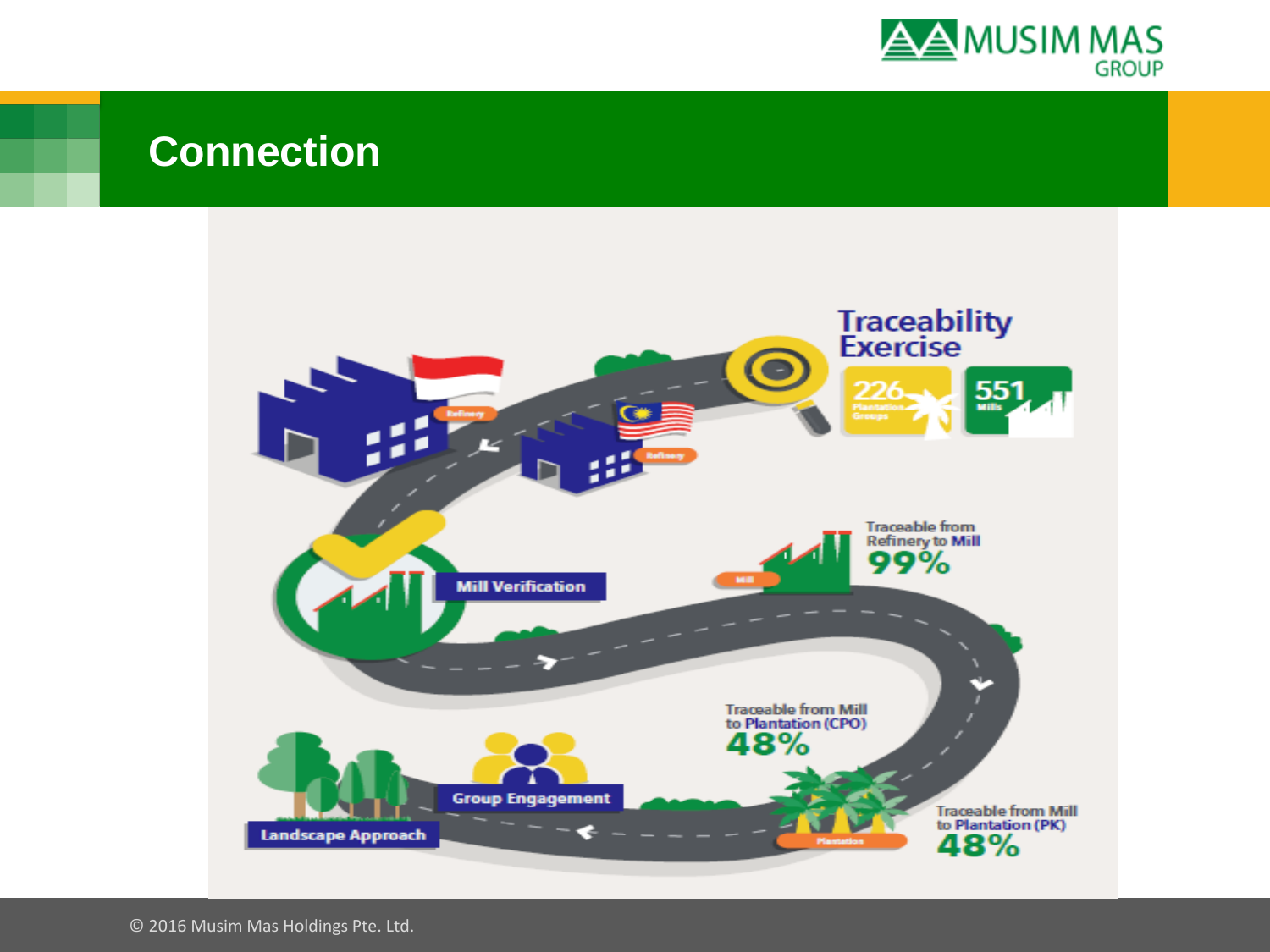# Connection

## Traceability Exercise

- **226** Plantation Groups
- **551** Mills

Refinery

Refinery

Traceable from Refinery to Mill
**99%**

Mill

Mill Verification

Traceable from Mill to Plantation (CPO)
**48%**

Traceable from Mill to Plantation (PK)
**48%**

Plantation

Group Engagement

Landscape Approach

© 2016 Musim Mas Holdings Pte. Ltd.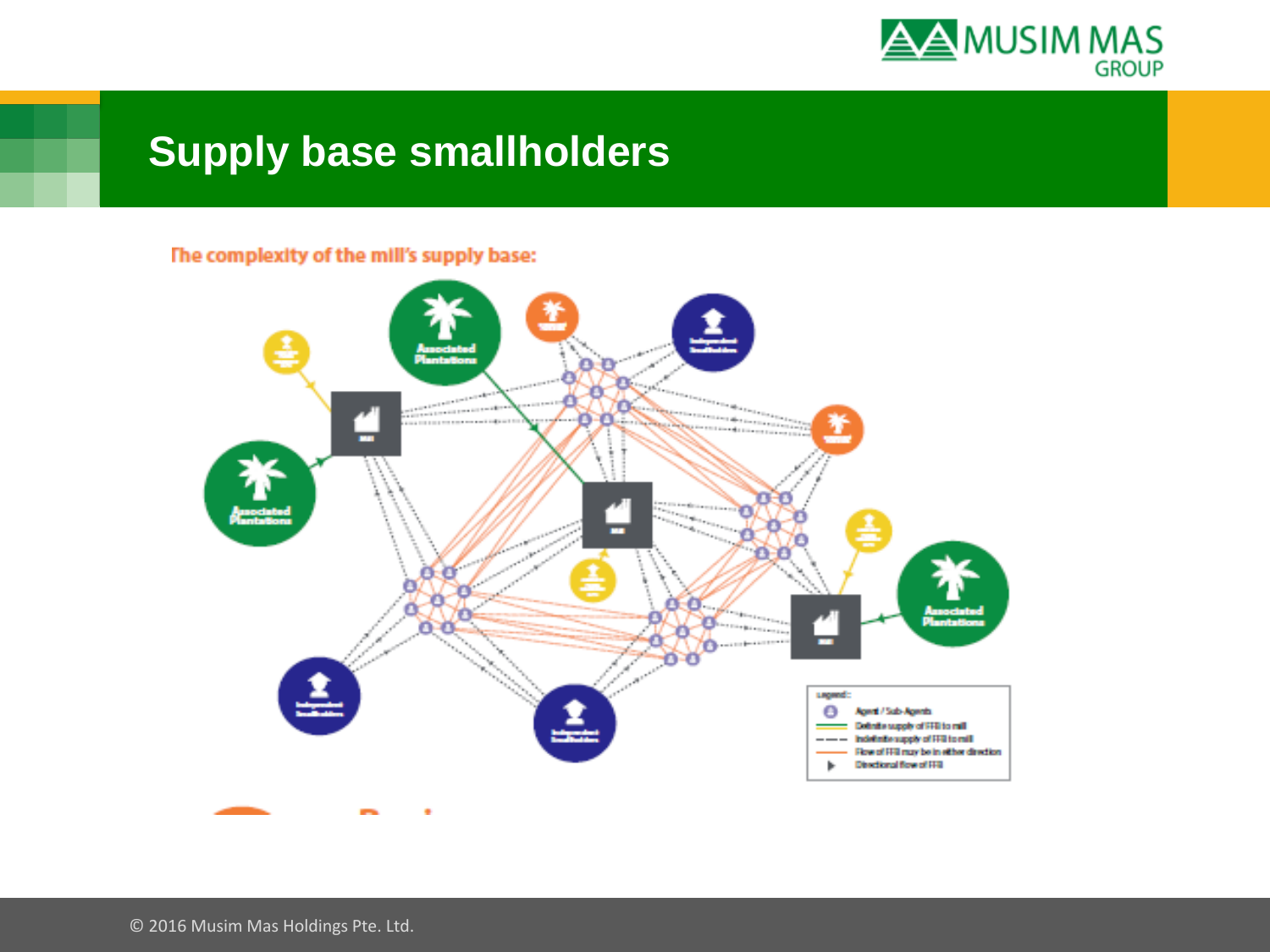# Supply base smallholders

The complexity of the mill's supply base:

Legend:

- Agent / Sub-Agents
- Definite supply of FFB to mill
- Indefinite supply of FFB to mill
- Flow of FFB may be in either direction
- Directional flow of FFB

© 2016 Musim Mas Holdings Pte. Ltd.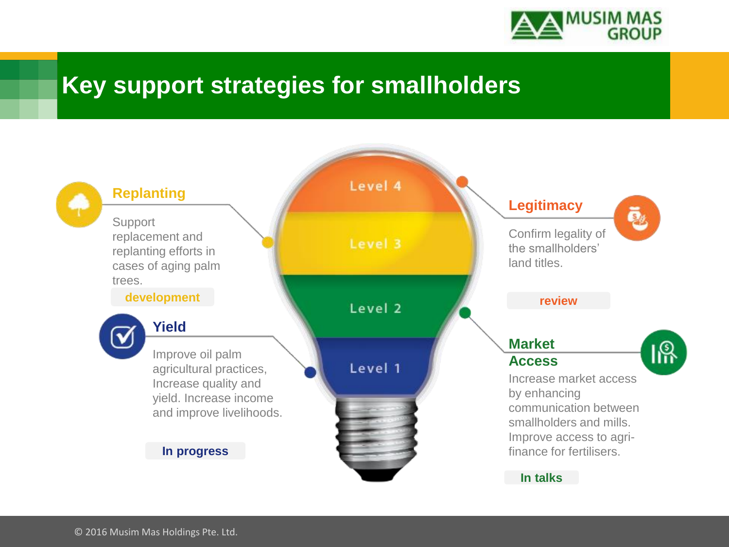# Key support strategies for smallholders

Level 4

Level 3

Level 2

Level 1

## Replanting

Support replacement and replanting efforts in cases of aging palm trees.

**development**

## Yield

Improve oil palm agricultural practices, Increase quality and yield. Increase income and improve livelihoods.

**In progress**

## Legitimacy

Confirm legality of the smallholders' land titles.

**review**

## Market Access

Increase market access by enhancing communication between smallholders and mills. Improve access to agri-finance for fertilisers.

**In talks**

© 2016 Musim Mas Holdings Pte. Ltd.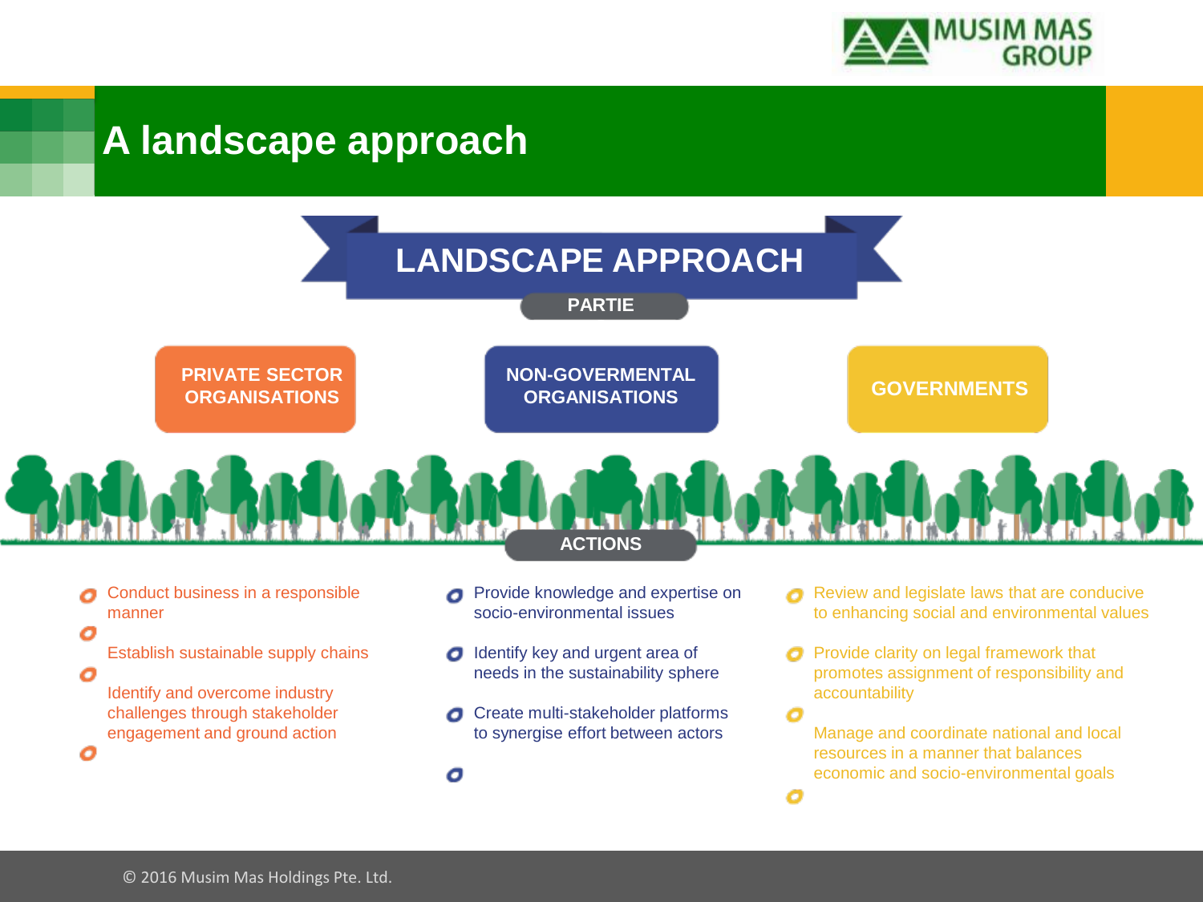# A landscape approach

## LANDSCAPE APPROACH

**PARTIE**

**PRIVATE SECTOR ORGANISATIONS**

- Conduct business in a responsible manner
- Establish sustainable supply chains
- Identify and overcome industry challenges through stakeholder engagement and ground action

**NON-GOVERMENTAL ORGANISATIONS**

- Provide knowledge and expertise on socio-environmental issues
- Identify key and urgent area of needs in the sustainability sphere
- Create multi-stakeholder platforms to synergise effort between actors

**GOVERNMENTS**

- Review and legislate laws that are conducive to enhancing social and environmental values
- Provide clarity on legal framework that promotes assignment of responsibility and accountability
- Manage and coordinate national and local resources in a manner that balances economic and socio-environmental goals

**ACTIONS**

© 2016 Musim Mas Holdings Pte. Ltd.